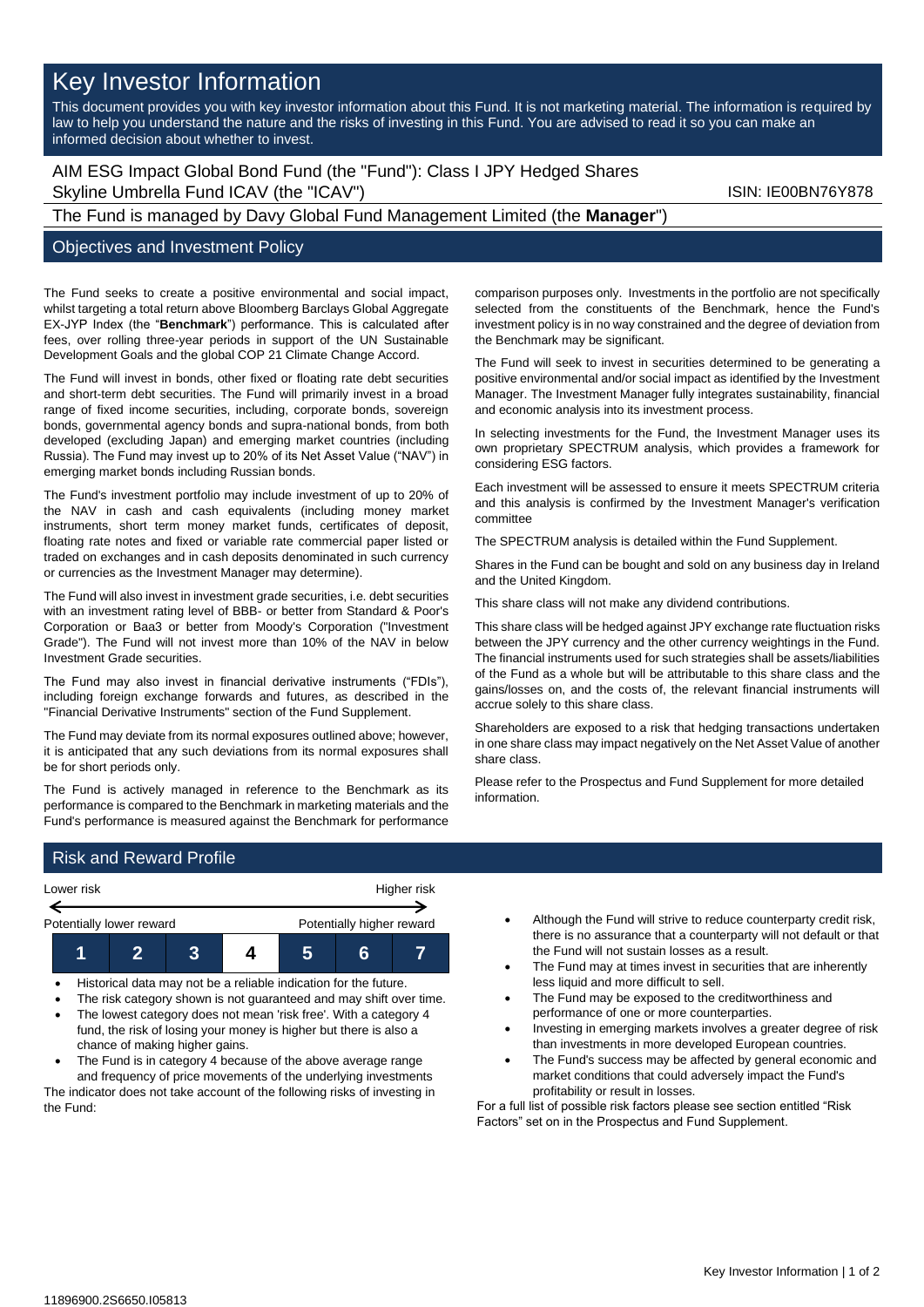# Key Investor Information

This document provides you with key investor information about this Fund. It is not marketing material. The information is required by law to help you understand the nature and the risks of investing in this Fund. You are advised to read it so you can make an informed decision about whether to invest.

AIM ESG Impact Global Bond Fund (the "Fund"): Class I JPY Hedged Shares
Skyline Umbrella Fund ICAV (the "ICAV")

ISIN: IE00BN76Y878

The Fund is managed by Davy Global Fund Management Limited (the **Manager**")

## Objectives and Investment Policy

The Fund seeks to create a positive environmental and social impact, whilst targeting a total return above Bloomberg Barclays Global Aggregate EX-JYP Index (the "**Benchmark**") performance. This is calculated after fees, over rolling three-year periods in support of the UN Sustainable Development Goals and the global COP 21 Climate Change Accord.

The Fund will invest in bonds, other fixed or floating rate debt securities and short-term debt securities. The Fund will primarily invest in a broad range of fixed income securities, including, corporate bonds, sovereign bonds, governmental agency bonds and supra-national bonds, from both developed (excluding Japan) and emerging market countries (including Russia). The Fund may invest up to 20% of its Net Asset Value ("NAV") in emerging market bonds including Russian bonds.

The Fund's investment portfolio may include investment of up to 20% of the NAV in cash and cash equivalents (including money market instruments, short term money market funds, certificates of deposit, floating rate notes and fixed or variable rate commercial paper listed or traded on exchanges and in cash deposits denominated in such currency or currencies as the Investment Manager may determine).

The Fund will also invest in investment grade securities, i.e. debt securities with an investment rating level of BBB- or better from Standard & Poor's Corporation or Baa3 or better from Moody's Corporation ("Investment Grade"). The Fund will not invest more than 10% of the NAV in below Investment Grade securities.

The Fund may also invest in financial derivative instruments ("FDIs"), including foreign exchange forwards and futures, as described in the "Financial Derivative Instruments" section of the Fund Supplement.

The Fund may deviate from its normal exposures outlined above; however, it is anticipated that any such deviations from its normal exposures shall be for short periods only.

The Fund is actively managed in reference to the Benchmark as its performance is compared to the Benchmark in marketing materials and the Fund's performance is measured against the Benchmark for performance comparison purposes only. Investments in the portfolio are not specifically selected from the constituents of the Benchmark, hence the Fund's investment policy is in no way constrained and the degree of deviation from the Benchmark may be significant.

The Fund will seek to invest in securities determined to be generating a positive environmental and/or social impact as identified by the Investment Manager. The Investment Manager fully integrates sustainability, financial and economic analysis into its investment process.

In selecting investments for the Fund, the Investment Manager uses its own proprietary SPECTRUM analysis, which provides a framework for considering ESG factors.

Each investment will be assessed to ensure it meets SPECTRUM criteria and this analysis is confirmed by the Investment Manager's verification committee

The SPECTRUM analysis is detailed within the Fund Supplement.

Shares in the Fund can be bought and sold on any business day in Ireland and the United Kingdom.

This share class will not make any dividend contributions.

This share class will be hedged against JPY exchange rate fluctuation risks between the JPY currency and the other currency weightings in the Fund. The financial instruments used for such strategies shall be assets/liabilities of the Fund as a whole but will be attributable to this share class and the gains/losses on, and the costs of, the relevant financial instruments will accrue solely to this share class.

Shareholders are exposed to a risk that hedging transactions undertaken in one share class may impact negatively on the Net Asset Value of another share class.

Please refer to the Prospectus and Fund Supplement for more detailed information.

## Risk and Reward Profile

Lower risk — Higher risk

Potentially lower reward — Potentially higher reward

| 1 | 2 | 3 | **4** | 5 | 6 | 7 |
|---|---|---|---|---|---|---|

- Historical data may not be a reliable indication for the future.
- The risk category shown is not guaranteed and may shift over time.
- The lowest category does not mean 'risk free'. With a category 4 fund, the risk of losing your money is higher but there is also a chance of making higher gains.
- The Fund is in category 4 because of the above average range and frequency of price movements of the underlying investments

The indicator does not take account of the following risks of investing in the Fund:

- Although the Fund will strive to reduce counterparty credit risk, there is no assurance that a counterparty will not default or that the Fund will not sustain losses as a result.
- The Fund may at times invest in securities that are inherently less liquid and more difficult to sell.
- The Fund may be exposed to the creditworthiness and performance of one or more counterparties.
- Investing in emerging markets involves a greater degree of risk than investments in more developed European countries.
- The Fund's success may be affected by general economic and market conditions that could adversely impact the Fund's profitability or result in losses.

For a full list of possible risk factors please see section entitled "Risk Factors" set on in the Prospectus and Fund Supplement.

11896900.2S6650.I05813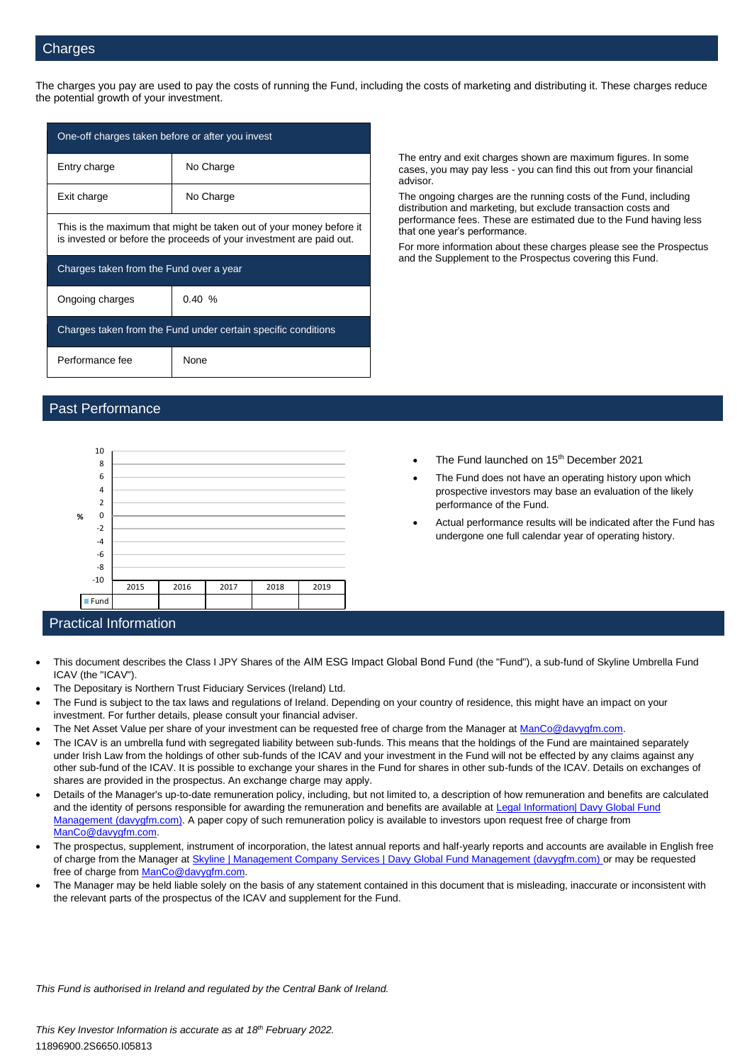## Charges

The charges you pay are used to pay the costs of running the Fund, including the costs of marketing and distributing it. These charges reduce the potential growth of your investment.

| One-off charges taken before or after you invest | |
|---|---|
| Entry charge | No Charge |
| Exit charge | No Charge |
| This is the maximum that might be taken out of your money before it is invested or before the proceeds of your investment are paid out. | |
| **Charges taken from the Fund over a year** | |
| Ongoing charges | 0.40 % |
| **Charges taken from the Fund under certain specific conditions** | |
| Performance fee | None |

The entry and exit charges shown are maximum figures. In some cases, you may pay less - you can find this out from your financial advisor.

The ongoing charges are the running costs of the Fund, including distribution and marketing, but exclude transaction costs and performance fees. These are estimated due to the Fund having less that one year's performance.

For more information about these charges please see the Prospectus and the Supplement to the Prospectus covering this Fund.

## Past Performance

10
8
6
4
2
% 0
-2
-4
-6
-8
-10
2015 2016 2017 2018 2019
Fund

- The Fund launched on 15th December 2021
- The Fund does not have an operating history upon which prospective investors may base an evaluation of the likely performance of the Fund.
- Actual performance results will be indicated after the Fund has undergone one full calendar year of operating history.

## Practical Information

- This document describes the Class I JPY Shares of the AIM ESG Impact Global Bond Fund (the "Fund"), a sub-fund of Skyline Umbrella Fund ICAV (the "ICAV").
- The Depositary is Northern Trust Fiduciary Services (Ireland) Ltd.
- The Fund is subject to the tax laws and regulations of Ireland. Depending on your country of residence, this might have an impact on your investment. For further details, please consult your financial adviser.
- The Net Asset Value per share of your investment can be requested free of charge from the Manager at ManCo@davygfm.com.
- The ICAV is an umbrella fund with segregated liability between sub-funds. This means that the holdings of the Fund are maintained separately under Irish Law from the holdings of other sub-funds of the ICAV and your investment in the Fund will not be effected by any claims against any other sub-fund of the ICAV. It is possible to exchange your shares in the Fund for shares in other sub-funds of the ICAV. Details on exchanges of shares are provided in the prospectus. An exchange charge may apply.
- Details of the Manager's up-to-date remuneration policy, including, but not limited to, a description of how remuneration and benefits are calculated and the identity of persons responsible for awarding the remuneration and benefits are available at Legal Information| Davy Global Fund Management (davygfm.com). A paper copy of such remuneration policy is available to investors upon request free of charge from ManCo@davygfm.com.
- The prospectus, supplement, instrument of incorporation, the latest annual reports and half-yearly reports and accounts are available in English free of charge from the Manager at Skyline | Management Company Services | Davy Global Fund Management (davygfm.com) or may be requested free of charge from ManCo@davygfm.com.
- The Manager may be held liable solely on the basis of any statement contained in this document that is misleading, inaccurate or inconsistent with the relevant parts of the prospectus of the ICAV and supplement for the Fund.

*This Fund is authorised in Ireland and regulated by the Central Bank of Ireland.*

*This Key Investor Information is accurate as at 18th February 2022.*

11896900.2S6650.I05813